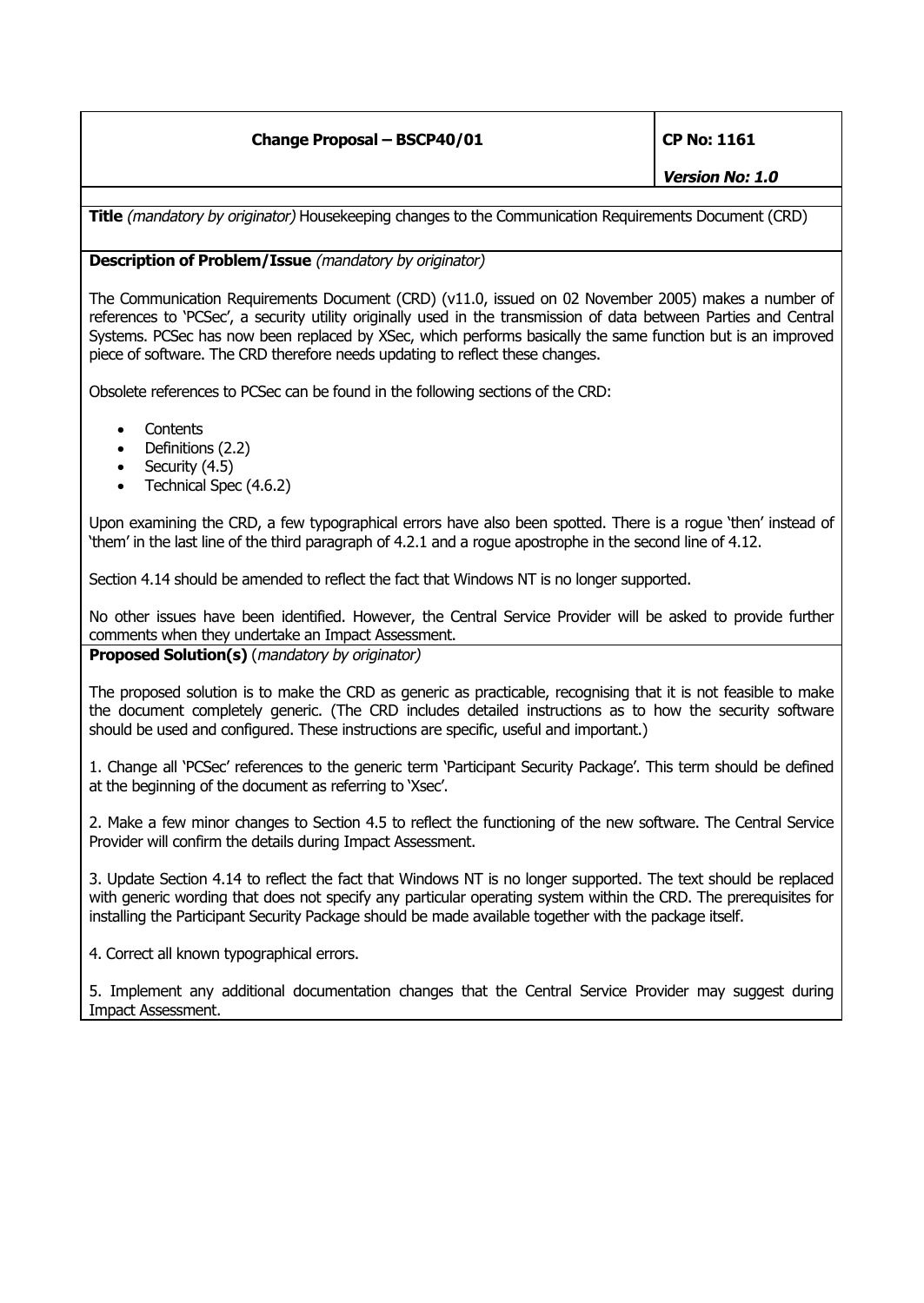| **Change Proposal – BSCP40/01** | **CP No: 1161** |
| --- | --- |
| | ***Version No: 1.0*** |

**Title** *(mandatory by originator)* Housekeeping changes to the Communication Requirements Document (CRD)

**Description of Problem/Issue** *(mandatory by originator)*

The Communication Requirements Document (CRD) (v11.0, issued on 02 November 2005) makes a number of references to 'PCSec', a security utility originally used in the transmission of data between Parties and Central Systems. PCSec has now been replaced by XSec, which performs basically the same function but is an improved piece of software. The CRD therefore needs updating to reflect these changes.

Obsolete references to PCSec can be found in the following sections of the CRD:

- Contents
- Definitions (2.2)
- Security (4.5)
- Technical Spec (4.6.2)

Upon examining the CRD, a few typographical errors have also been spotted. There is a rogue 'then' instead of 'them' in the last line of the third paragraph of 4.2.1 and a rogue apostrophe in the second line of 4.12.

Section 4.14 should be amended to reflect the fact that Windows NT is no longer supported.

No other issues have been identified. However, the Central Service Provider will be asked to provide further comments when they undertake an Impact Assessment.

**Proposed Solution(s)** *(mandatory by originator)*

The proposed solution is to make the CRD as generic as practicable, recognising that it is not feasible to make the document completely generic. (The CRD includes detailed instructions as to how the security software should be used and configured. These instructions are specific, useful and important.)

1. Change all 'PCSec' references to the generic term 'Participant Security Package'. This term should be defined at the beginning of the document as referring to 'Xsec'.

2. Make a few minor changes to Section 4.5 to reflect the functioning of the new software. The Central Service Provider will confirm the details during Impact Assessment.

3. Update Section 4.14 to reflect the fact that Windows NT is no longer supported. The text should be replaced with generic wording that does not specify any particular operating system within the CRD. The prerequisites for installing the Participant Security Package should be made available together with the package itself.

4. Correct all known typographical errors.

5. Implement any additional documentation changes that the Central Service Provider may suggest during Impact Assessment.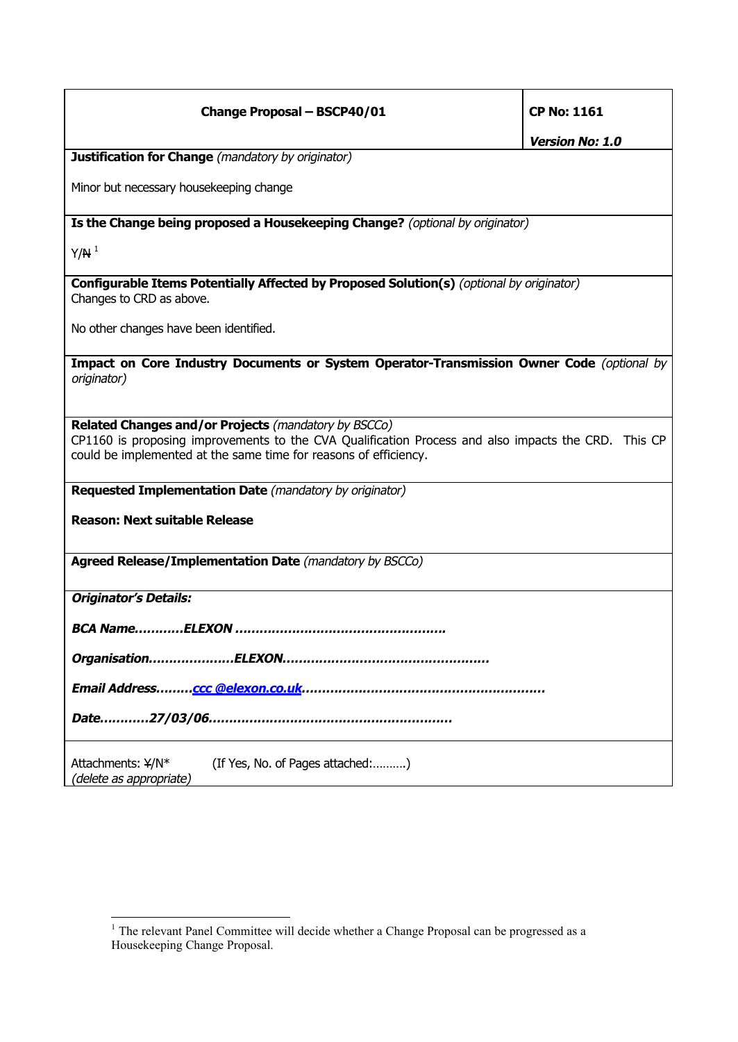| Change Proposal – BSCP40/01 | CP No: 1161<br>*Version No: 1.0* |
|---|---|

**Justification for Change** *(mandatory by originator)*

Minor but necessary housekeeping change

**Is the Change being proposed a Housekeeping Change?** *(optional by originator)*

Y/~~N~~ [1]

**Configurable Items Potentially Affected by Proposed Solution(s)** *(optional by originator)*
Changes to CRD as above.

No other changes have been identified.

**Impact on Core Industry Documents or System Operator-Transmission Owner Code** *(optional by originator)*

**Related Changes and/or Projects** *(mandatory by BSCCo)*
CP1160 is proposing improvements to the CVA Qualification Process and also impacts the CRD. This CP could be implemented at the same time for reasons of efficiency.

**Requested Implementation Date** *(mandatory by originator)*

**Reason: Next suitable Release**

**Agreed Release/Implementation Date** *(mandatory by BSCCo)*

***Originator's Details:***

***BCA Name…………ELEXON …………………………………………….***

***Organisation…………………ELEXON…………………………………………….***

***Email Address………ccc @elexon.co.uk…………………………………………………***

***Date…………27/03/06…………………………………………………….***

Attachments: ~~Y~~/N* (If Yes, No. of Pages attached:……….)
*(delete as appropriate)*

[1] The relevant Panel Committee will decide whether a Change Proposal can be progressed as a Housekeeping Change Proposal.